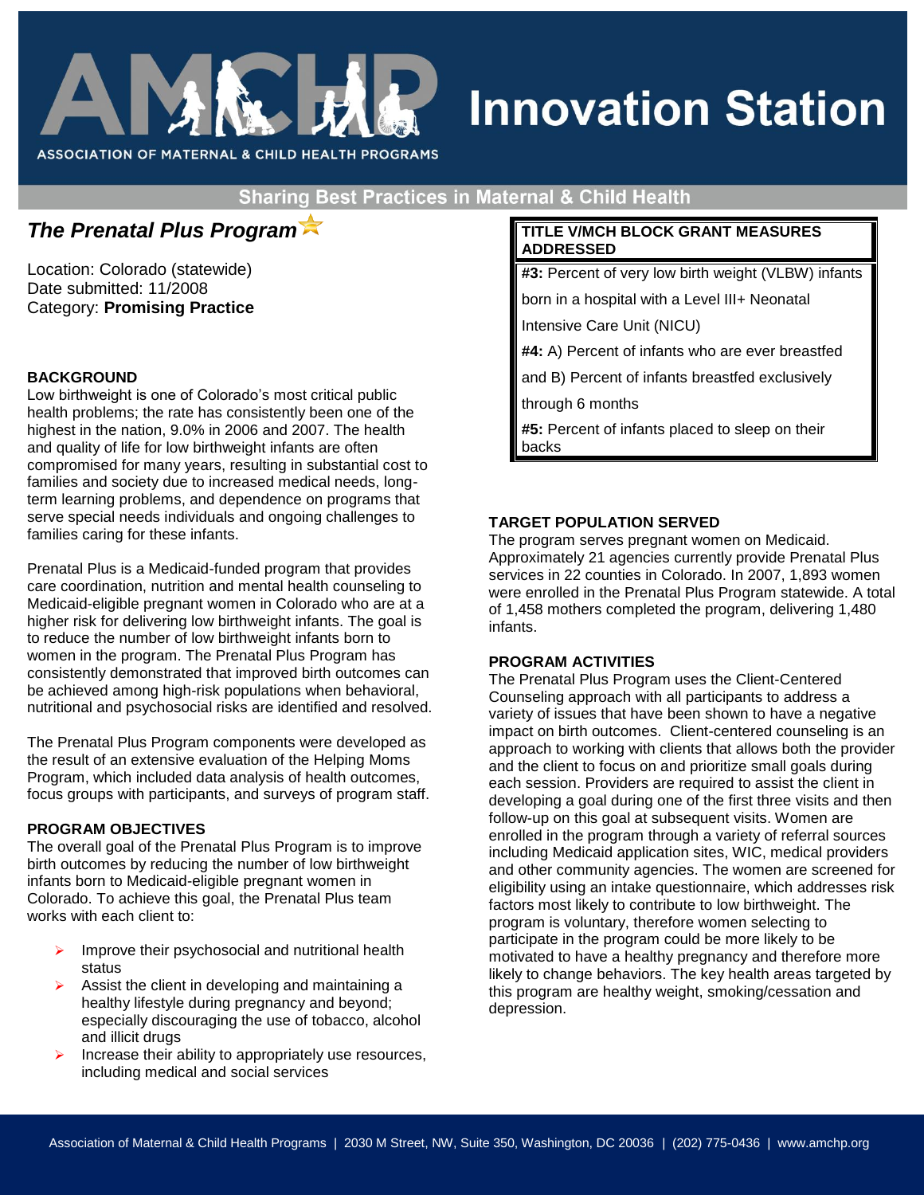# AMCHP Innovation Station

ASSOCIATION OF MATERNAL & CHILD HEALTH PROGRAMS

Sharing Best Practices in Maternal & Child Health

## *The Prenatal Plus Program*

Location: Colorado (statewide)
Date submitted: 11/2008
Category: **Promising Practice**

### BACKGROUND

Low birthweight is one of Colorado's most critical public health problems; the rate has consistently been one of the highest in the nation, 9.0% in 2006 and 2007. The health and quality of life for low birthweight infants are often compromised for many years, resulting in substantial cost to families and society due to increased medical needs, long-term learning problems, and dependence on programs that serve special needs individuals and ongoing challenges to families caring for these infants.

Prenatal Plus is a Medicaid-funded program that provides care coordination, nutrition and mental health counseling to Medicaid-eligible pregnant women in Colorado who are at a higher risk for delivering low birthweight infants. The goal is to reduce the number of low birthweight infants born to women in the program. The Prenatal Plus Program has consistently demonstrated that improved birth outcomes can be achieved among high-risk populations when behavioral, nutritional and psychosocial risks are identified and resolved.

The Prenatal Plus Program components were developed as the result of an extensive evaluation of the Helping Moms Program, which included data analysis of health outcomes, focus groups with participants, and surveys of program staff.

### PROGRAM OBJECTIVES

The overall goal of the Prenatal Plus Program is to improve birth outcomes by reducing the number of low birthweight infants born to Medicaid-eligible pregnant women in Colorado. To achieve this goal, the Prenatal Plus team works with each client to:

- Improve their psychosocial and nutritional health status
- Assist the client in developing and maintaining a healthy lifestyle during pregnancy and beyond; especially discouraging the use of tobacco, alcohol and illicit drugs
- Increase their ability to appropriately use resources, including medical and social services

| TITLE V/MCH BLOCK GRANT MEASURES ADDRESSED |
|---|
| **#3:** Percent of very low birth weight (VLBW) infants born in a hospital with a Level III+ Neonatal Intensive Care Unit (NICU) |
| **#4:** A) Percent of infants who are ever breastfed and B) Percent of infants breastfed exclusively through 6 months |
| **#5:** Percent of infants placed to sleep on their backs |

### TARGET POPULATION SERVED

The program serves pregnant women on Medicaid. Approximately 21 agencies currently provide Prenatal Plus services in 22 counties in Colorado. In 2007, 1,893 women were enrolled in the Prenatal Plus Program statewide. A total of 1,458 mothers completed the program, delivering 1,480 infants.

### PROGRAM ACTIVITIES

The Prenatal Plus Program uses the Client-Centered Counseling approach with all participants to address a variety of issues that have been shown to have a negative impact on birth outcomes. Client-centered counseling is an approach to working with clients that allows both the provider and the client to focus on and prioritize small goals during each session. Providers are required to assist the client in developing a goal during one of the first three visits and then follow-up on this goal at subsequent visits. Women are enrolled in the program through a variety of referral sources including Medicaid application sites, WIC, medical providers and other community agencies. The women are screened for eligibility using an intake questionnaire, which addresses risk factors most likely to contribute to low birthweight. The program is voluntary, therefore women selecting to participate in the program could be more likely to be motivated to have a healthy pregnancy and therefore more likely to change behaviors. The key health areas targeted by this program are healthy weight, smoking/cessation and depression.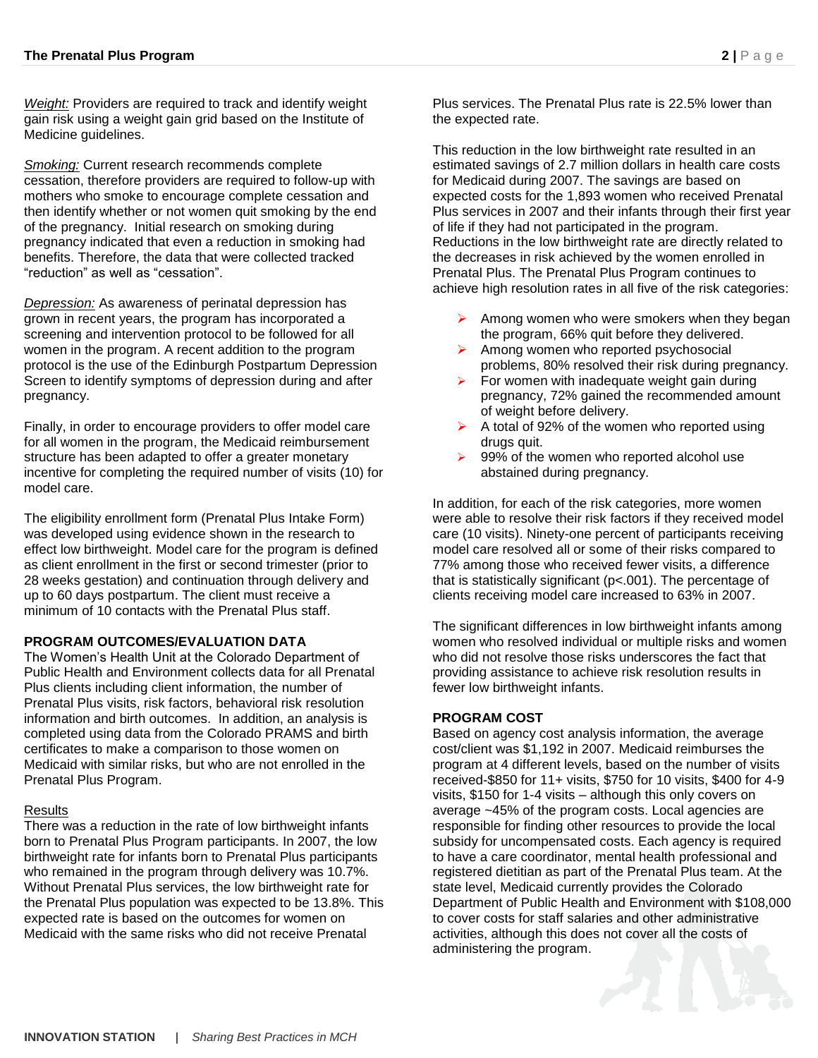*Weight:* Providers are required to track and identify weight gain risk using a weight gain grid based on the Institute of Medicine guidelines.

*Smoking:* Current research recommends complete cessation, therefore providers are required to follow-up with mothers who smoke to encourage complete cessation and then identify whether or not women quit smoking by the end of the pregnancy. Initial research on smoking during pregnancy indicated that even a reduction in smoking had benefits. Therefore, the data that were collected tracked "reduction" as well as "cessation".

*Depression:* As awareness of perinatal depression has grown in recent years, the program has incorporated a screening and intervention protocol to be followed for all women in the program. A recent addition to the program protocol is the use of the Edinburgh Postpartum Depression Screen to identify symptoms of depression during and after pregnancy.

Finally, in order to encourage providers to offer model care for all women in the program, the Medicaid reimbursement structure has been adapted to offer a greater monetary incentive for completing the required number of visits (10) for model care.

The eligibility enrollment form (Prenatal Plus Intake Form) was developed using evidence shown in the research to effect low birthweight. Model care for the program is defined as client enrollment in the first or second trimester (prior to 28 weeks gestation) and continuation through delivery and up to 60 days postpartum. The client must receive a minimum of 10 contacts with the Prenatal Plus staff.

## PROGRAM OUTCOMES/EVALUATION DATA

The Women's Health Unit at the Colorado Department of Public Health and Environment collects data for all Prenatal Plus clients including client information, the number of Prenatal Plus visits, risk factors, behavioral risk resolution information and birth outcomes. In addition, an analysis is completed using data from the Colorado PRAMS and birth certificates to make a comparison to those women on Medicaid with similar risks, but who are not enrolled in the Prenatal Plus Program.

### Results

There was a reduction in the rate of low birthweight infants born to Prenatal Plus Program participants. In 2007, the low birthweight rate for infants born to Prenatal Plus participants who remained in the program through delivery was 10.7%. Without Prenatal Plus services, the low birthweight rate for the Prenatal Plus population was expected to be 13.8%. This expected rate is based on the outcomes for women on Medicaid with the same risks who did not receive Prenatal Plus services. The Prenatal Plus rate is 22.5% lower than the expected rate.

This reduction in the low birthweight rate resulted in an estimated savings of 2.7 million dollars in health care costs for Medicaid during 2007. The savings are based on expected costs for the 1,893 women who received Prenatal Plus services in 2007 and their infants through their first year of life if they had not participated in the program. Reductions in the low birthweight rate are directly related to the decreases in risk achieved by the women enrolled in Prenatal Plus. The Prenatal Plus Program continues to achieve high resolution rates in all five of the risk categories:

- Among women who were smokers when they began the program, 66% quit before they delivered.
- Among women who reported psychosocial problems, 80% resolved their risk during pregnancy.
- For women with inadequate weight gain during pregnancy, 72% gained the recommended amount of weight before delivery.
- A total of 92% of the women who reported using drugs quit.
- 99% of the women who reported alcohol use abstained during pregnancy.

In addition, for each of the risk categories, more women were able to resolve their risk factors if they received model care (10 visits). Ninety-one percent of participants receiving model care resolved all or some of their risks compared to 77% among those who received fewer visits, a difference that is statistically significant ($p<.001$). The percentage of clients receiving model care increased to 63% in 2007.

The significant differences in low birthweight infants among women who resolved individual or multiple risks and women who did not resolve those risks underscores the fact that providing assistance to achieve risk resolution results in fewer low birthweight infants.

## PROGRAM COST

Based on agency cost analysis information, the average cost/client was $1,192 in 2007. Medicaid reimburses the program at 4 different levels, based on the number of visits received-$850 for 11+ visits, $750 for 10 visits, $400 for 4-9 visits, $150 for 1-4 visits – although this only covers on average ~45% of the program costs. Local agencies are responsible for finding other resources to provide the local subsidy for uncompensated costs. Each agency is required to have a care coordinator, mental health professional and registered dietitian as part of the Prenatal Plus team. At the state level, Medicaid currently provides the Colorado Department of Public Health and Environment with $108,000 to cover costs for staff salaries and other administrative activities, although this does not cover all the costs of administering the program.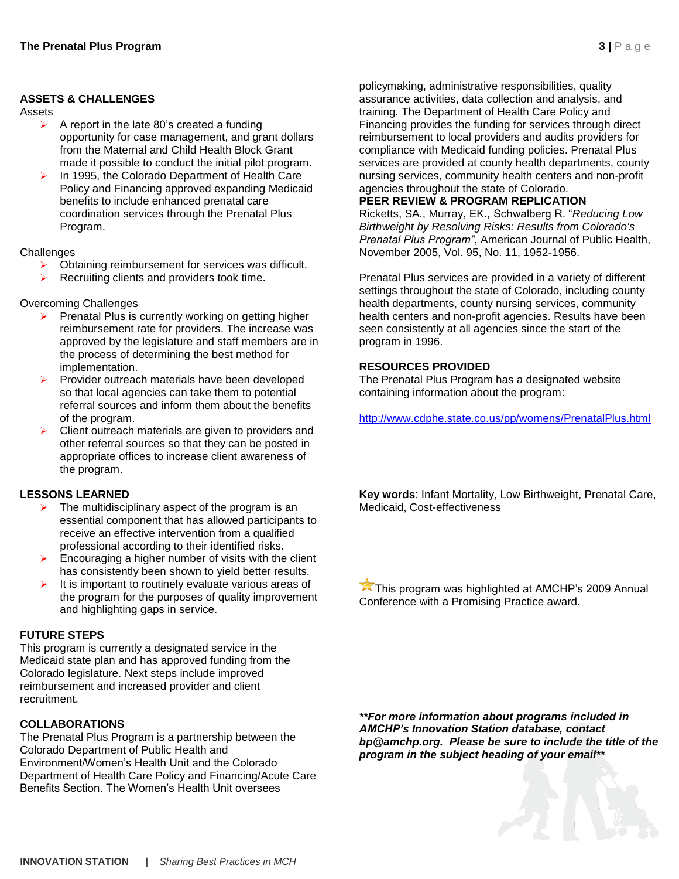## ASSETS & CHALLENGES

Assets

- A report in the late 80's created a funding opportunity for case management, and grant dollars from the Maternal and Child Health Block Grant made it possible to conduct the initial pilot program.
- In 1995, the Colorado Department of Health Care Policy and Financing approved expanding Medicaid benefits to include enhanced prenatal care coordination services through the Prenatal Plus Program.

Challenges

- Obtaining reimbursement for services was difficult.
- Recruiting clients and providers took time.

Overcoming Challenges

- Prenatal Plus is currently working on getting higher reimbursement rate for providers. The increase was approved by the legislature and staff members are in the process of determining the best method for implementation.
- Provider outreach materials have been developed so that local agencies can take them to potential referral sources and inform them about the benefits of the program.
- Client outreach materials are given to providers and other referral sources so that they can be posted in appropriate offices to increase client awareness of the program.

## LESSONS LEARNED

- The multidisciplinary aspect of the program is an essential component that has allowed participants to receive an effective intervention from a qualified professional according to their identified risks.
- Encouraging a higher number of visits with the client has consistently been shown to yield better results.
- It is important to routinely evaluate various areas of the program for the purposes of quality improvement and highlighting gaps in service.

## FUTURE STEPS

This program is currently a designated service in the Medicaid state plan and has approved funding from the Colorado legislature. Next steps include improved reimbursement and increased provider and client recruitment.

## COLLABORATIONS

The Prenatal Plus Program is a partnership between the Colorado Department of Public Health and Environment/Women's Health Unit and the Colorado Department of Health Care Policy and Financing/Acute Care Benefits Section. The Women's Health Unit oversees policymaking, administrative responsibilities, quality assurance activities, data collection and analysis, and training. The Department of Health Care Policy and Financing provides the funding for services through direct reimbursement to local providers and audits providers for compliance with Medicaid funding policies. Prenatal Plus services are provided at county health departments, county nursing services, community health centers and non-profit agencies throughout the state of Colorado.

## PEER REVIEW & PROGRAM REPLICATION

Ricketts, SA., Murray, EK., Schwalberg R. "*Reducing Low Birthweight by Resolving Risks: Results from Colorado's Prenatal Plus Program"*, American Journal of Public Health, November 2005, Vol. 95, No. 11, 1952-1956.

Prenatal Plus services are provided in a variety of different settings throughout the state of Colorado, including county health departments, county nursing services, community health centers and non-profit agencies. Results have been seen consistently at all agencies since the start of the program in 1996.

## RESOURCES PROVIDED

The Prenatal Plus Program has a designated website containing information about the program:

http://www.cdphe.state.co.us/pp/womens/PrenatalPlus.html

**Key words**: Infant Mortality, Low Birthweight, Prenatal Care, Medicaid, Cost-effectiveness

This program was highlighted at AMCHP's 2009 Annual Conference with a Promising Practice award.

***For more information about programs included in AMCHP's Innovation Station database, contact bp@amchp.org. Please be sure to include the title of the program in the subject heading of your email***